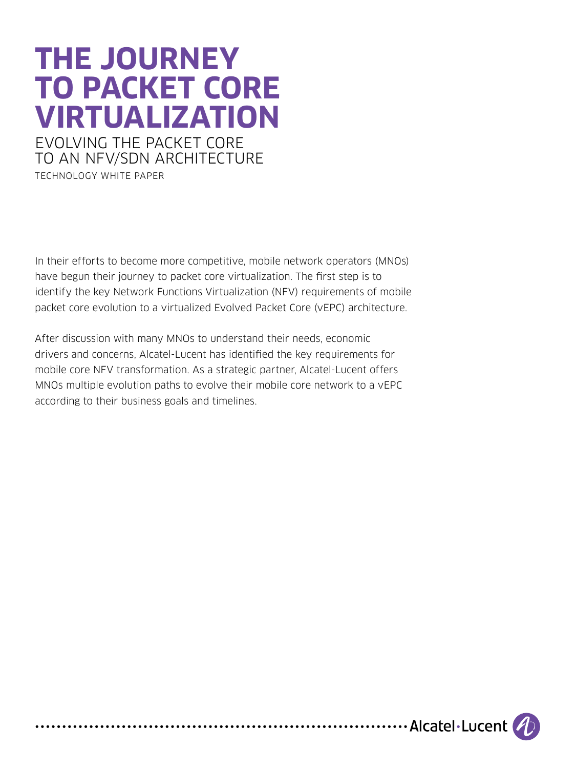# THE JOURNEY TO PACKET CORE VIRTUALIZATION

## EVOLVING THE PACKET CORE TO AN NFV/SDN ARCHITECTURE

TECHNOLOGY WHITE PAPER

In their efforts to become more competitive, mobile network operators (MNOs) have begun their journey to packet core virtualization. The first step is to identify the key Network Functions Virtualization (NFV) requirements of mobile packet core evolution to a virtualized Evolved Packet Core (vEPC) architecture.

After discussion with many MNOs to understand their needs, economic drivers and concerns, Alcatel-Lucent has identified the key requirements for mobile core NFV transformation. As a strategic partner, Alcatel-Lucent offers MNOs multiple evolution paths to evolve their mobile core network to a vEPC according to their business goals and timelines.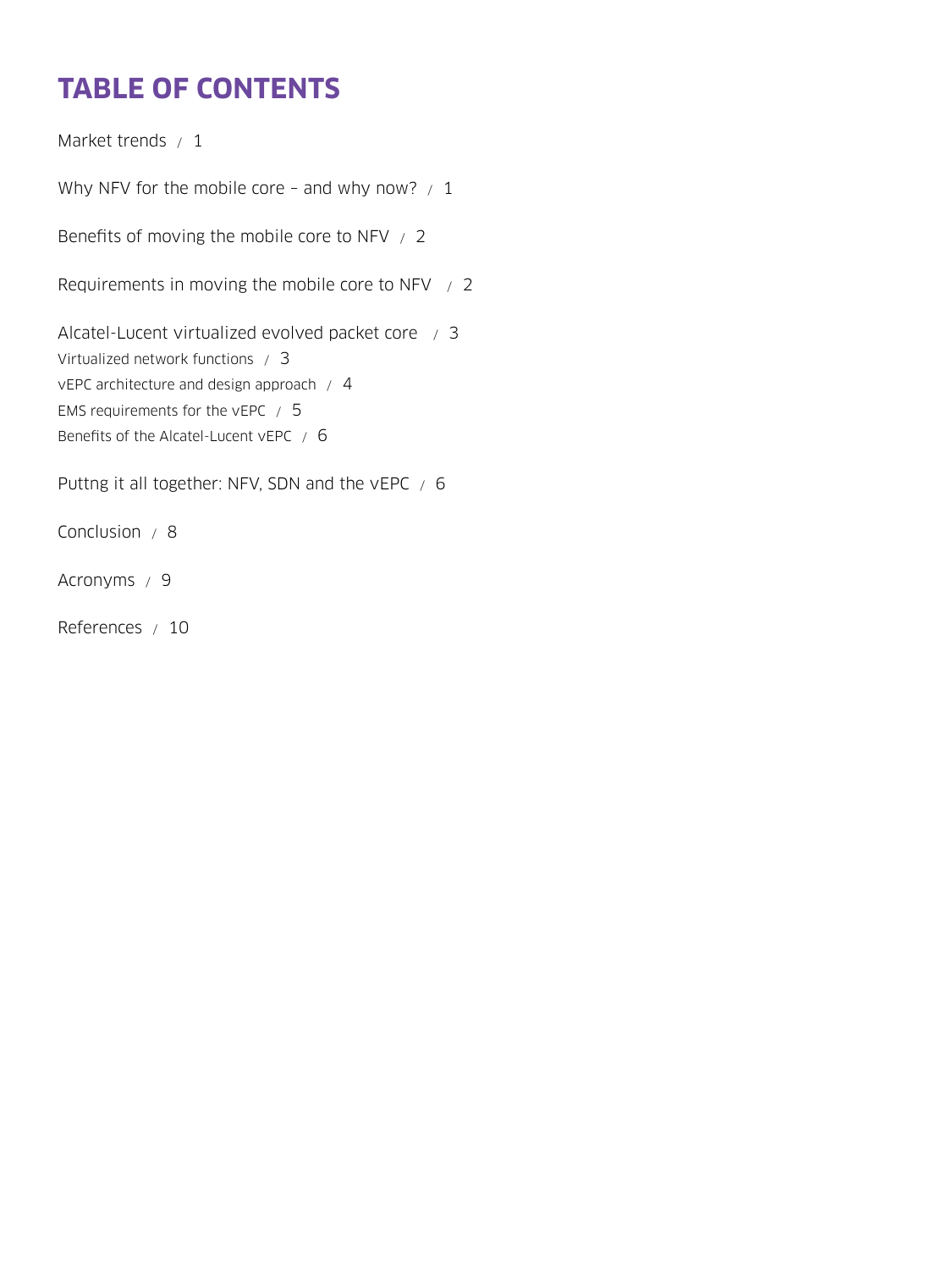# TABLE OF CONTENTS

Market trends / 1

Why NFV for the mobile core – and why now? / 1

Benefits of moving the mobile core to NFV / 2

Requirements in moving the mobile core to NFV / 2

Alcatel-Lucent virtualized evolved packet core / 3

- Virtualized network functions / 3
- vEPC architecture and design approach / 4
- EMS requirements for the vEPC / 5
- Benefits of the Alcatel-Lucent vEPC / 6

Puttng it all together: NFV, SDN and the vEPC / 6

Conclusion / 8

Acronyms / 9

References / 10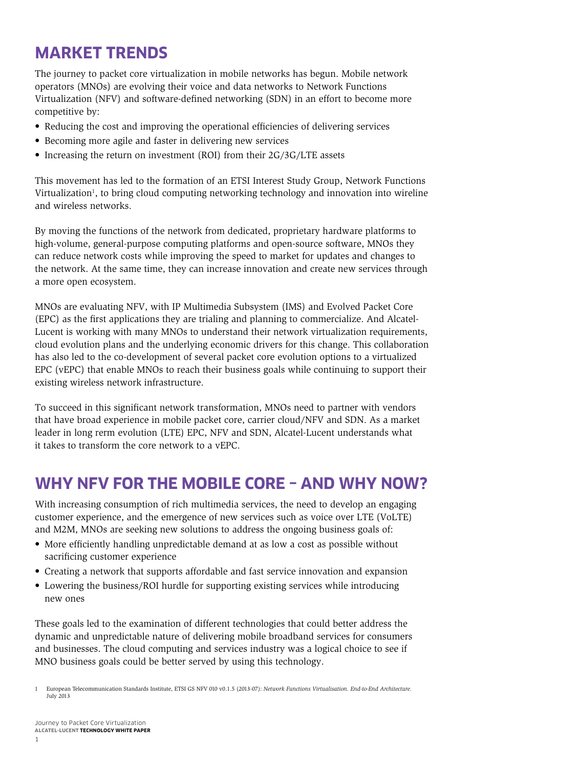## MARKET TRENDS

The journey to packet core virtualization in mobile networks has begun. Mobile network operators (MNOs) are evolving their voice and data networks to Network Functions Virtualization (NFV) and software-defined networking (SDN) in an effort to become more competitive by:

- Reducing the cost and improving the operational efficiencies of delivering services
- Becoming more agile and faster in delivering new services
- Increasing the return on investment (ROI) from their 2G/3G/LTE assets

This movement has led to the formation of an ETSI Interest Study Group, Network Functions Virtualization[1], to bring cloud computing networking technology and innovation into wireline and wireless networks.

By moving the functions of the network from dedicated, proprietary hardware platforms to high-volume, general-purpose computing platforms and open-source software, MNOs they can reduce network costs while improving the speed to market for updates and changes to the network. At the same time, they can increase innovation and create new services through a more open ecosystem.

MNOs are evaluating NFV, with IP Multimedia Subsystem (IMS) and Evolved Packet Core (EPC) as the first applications they are trialing and planning to commercialize. And Alcatel-Lucent is working with many MNOs to understand their network virtualization requirements, cloud evolution plans and the underlying economic drivers for this change. This collaboration has also led to the co-development of several packet core evolution options to a virtualized EPC (vEPC) that enable MNOs to reach their business goals while continuing to support their existing wireless network infrastructure.

To succeed in this significant network transformation, MNOs need to partner with vendors that have broad experience in mobile packet core, carrier cloud/NFV and SDN. As a market leader in long rerm evolution (LTE) EPC, NFV and SDN, Alcatel-Lucent understands what it takes to transform the core network to a vEPC.

## WHY NFV FOR THE MOBILE CORE – AND WHY NOW?

With increasing consumption of rich multimedia services, the need to develop an engaging customer experience, and the emergence of new services such as voice over LTE (VoLTE) and M2M, MNOs are seeking new solutions to address the ongoing business goals of:

- More efficiently handling unpredictable demand at as low a cost as possible without sacrificing customer experience
- Creating a network that supports affordable and fast service innovation and expansion
- Lowering the business/ROI hurdle for supporting existing services while introducing new ones

These goals led to the examination of different technologies that could better address the dynamic and unpredictable nature of delivering mobile broadband services for consumers and businesses. The cloud computing and services industry was a logical choice to see if MNO business goals could be better served by using this technology.

1 European Telecommunication Standards Institute, ETSI GS NFV 010 v0.1.5 (2013-07): *Network Functions Virtualisation. End-to-End Architecture.* July 2013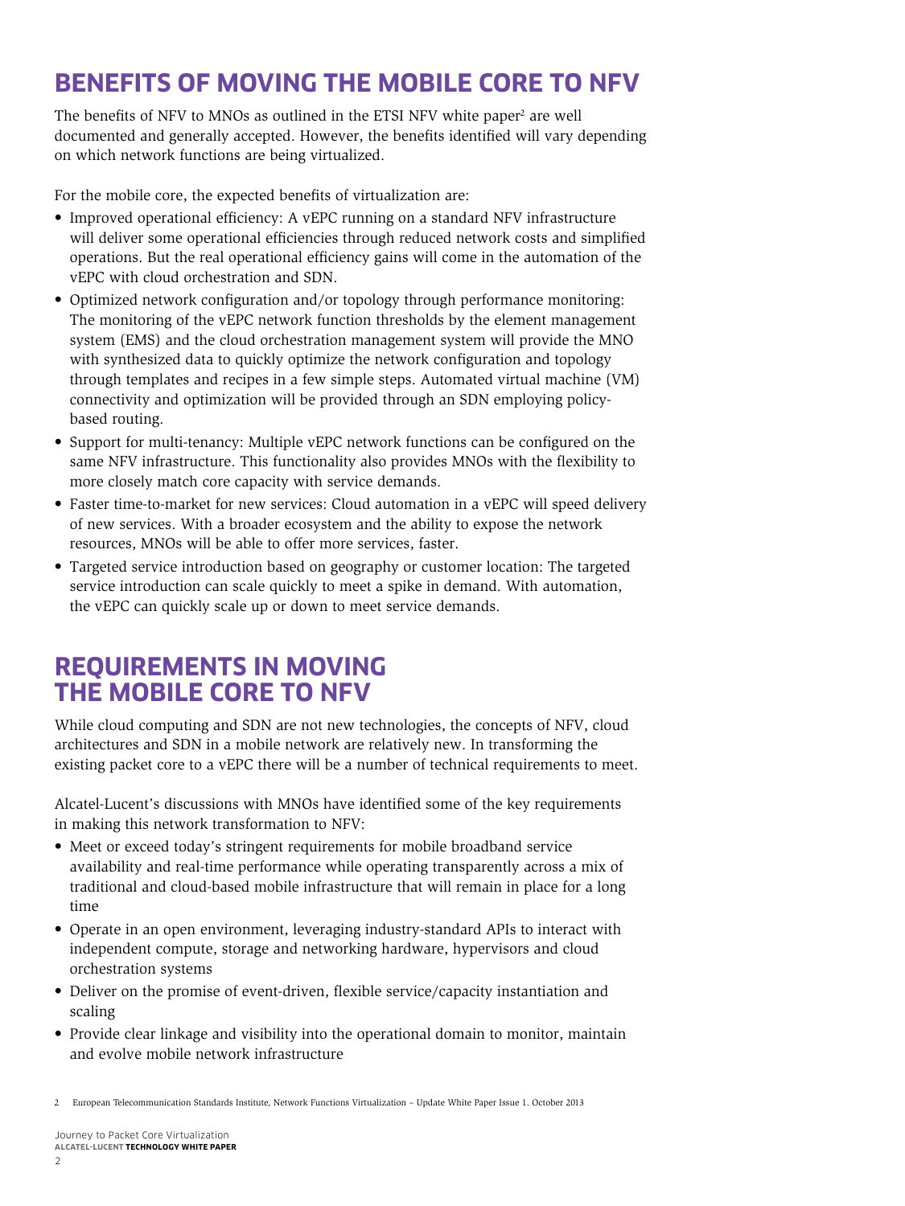# BENEFITS OF MOVING THE MOBILE CORE TO NFV

The benefits of NFV to MNOs as outlined in the ETSI NFV white paper[2] are well documented and generally accepted. However, the benefits identified will vary depending on which network functions are being virtualized.

For the mobile core, the expected benefits of virtualization are:

- Improved operational efficiency: A vEPC running on a standard NFV infrastructure will deliver some operational efficiencies through reduced network costs and simplified operations. But the real operational efficiency gains will come in the automation of the vEPC with cloud orchestration and SDN.
- Optimized network configuration and/or topology through performance monitoring: The monitoring of the vEPC network function thresholds by the element management system (EMS) and the cloud orchestration management system will provide the MNO with synthesized data to quickly optimize the network configuration and topology through templates and recipes in a few simple steps. Automated virtual machine (VM) connectivity and optimization will be provided through an SDN employing policy-based routing.
- Support for multi-tenancy: Multiple vEPC network functions can be configured on the same NFV infrastructure. This functionality also provides MNOs with the flexibility to more closely match core capacity with service demands.
- Faster time-to-market for new services: Cloud automation in a vEPC will speed delivery of new services. With a broader ecosystem and the ability to expose the network resources, MNOs will be able to offer more services, faster.
- Targeted service introduction based on geography or customer location: The targeted service introduction can scale quickly to meet a spike in demand. With automation, the vEPC can quickly scale up or down to meet service demands.

# REQUIREMENTS IN MOVING THE MOBILE CORE TO NFV

While cloud computing and SDN are not new technologies, the concepts of NFV, cloud architectures and SDN in a mobile network are relatively new. In transforming the existing packet core to a vEPC there will be a number of technical requirements to meet.

Alcatel-Lucent's discussions with MNOs have identified some of the key requirements in making this network transformation to NFV:

- Meet or exceed today's stringent requirements for mobile broadband service availability and real-time performance while operating transparently across a mix of traditional and cloud-based mobile infrastructure that will remain in place for a long time
- Operate in an open environment, leveraging industry-standard APIs to interact with independent compute, storage and networking hardware, hypervisors and cloud orchestration systems
- Deliver on the promise of event-driven, flexible service/capacity instantiation and scaling
- Provide clear linkage and visibility into the operational domain to monitor, maintain and evolve mobile network infrastructure

[2] European Telecommunication Standards Institute, Network Functions Virtualization – Update White Paper Issue 1. October 2013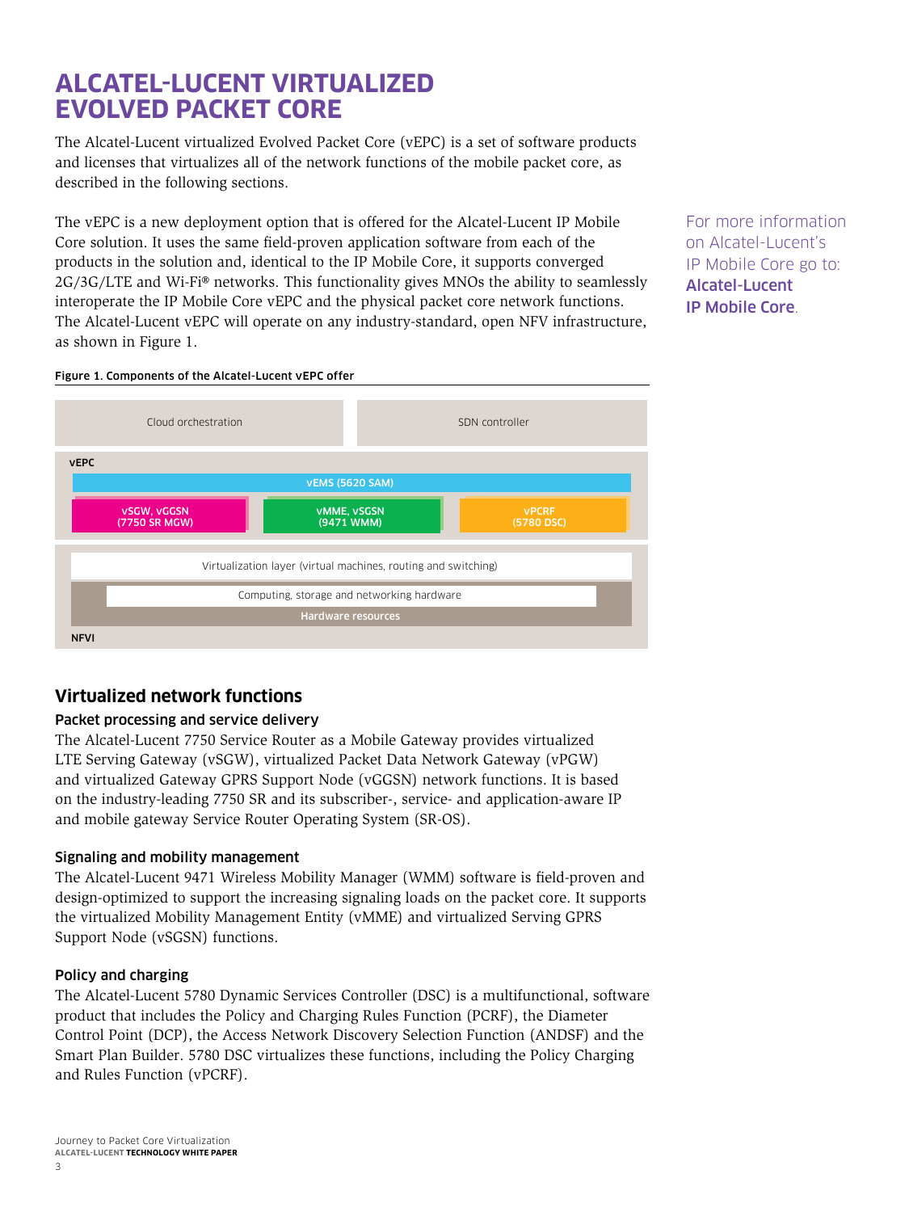# ALCATEL-LUCENT VIRTUALIZED EVOLVED PACKET CORE

The Alcatel-Lucent virtualized Evolved Packet Core (vEPC) is a set of software products and licenses that virtualizes all of the network functions of the mobile packet core, as described in the following sections.

The vEPC is a new deployment option that is offered for the Alcatel-Lucent IP Mobile Core solution. It uses the same field-proven application software from each of the products in the solution and, identical to the IP Mobile Core, it supports converged 2G/3G/LTE and Wi-Fi® networks. This functionality gives MNOs the ability to seamlessly interoperate the IP Mobile Core vEPC and the physical packet core network functions. The Alcatel-Lucent vEPC will operate on any industry-standard, open NFV infrastructure, as shown in Figure 1.

For more information on Alcatel-Lucent's IP Mobile Core go to: **Alcatel-Lucent IP Mobile Core**.

**Figure 1. Components of the Alcatel-Lucent vEPC offer**

Cloud orchestration | SDN controller

vEPC
- vEMS (5620 SAM)
- vSGW, vGGSN (7750 SR MGW)
- vMME, vSGSN (9471 WMM)
- vPCRF (5780 DSC)

NFVI
- Virtualization layer (virtual machines, routing and switching)
- Computing, storage and networking hardware
- Hardware resources

## Virtualized network functions

### Packet processing and service delivery

The Alcatel-Lucent 7750 Service Router as a Mobile Gateway provides virtualized LTE Serving Gateway (vSGW), virtualized Packet Data Network Gateway (vPGW) and virtualized Gateway GPRS Support Node (vGGSN) network functions. It is based on the industry-leading 7750 SR and its subscriber-, service- and application-aware IP and mobile gateway Service Router Operating System (SR-OS).

### Signaling and mobility management

The Alcatel-Lucent 9471 Wireless Mobility Manager (WMM) software is field-proven and design-optimized to support the increasing signaling loads on the packet core. It supports the virtualized Mobility Management Entity (vMME) and virtualized Serving GPRS Support Node (vSGSN) functions.

### Policy and charging

The Alcatel-Lucent 5780 Dynamic Services Controller (DSC) is a multifunctional, software product that includes the Policy and Charging Rules Function (PCRF), the Diameter Control Point (DCP), the Access Network Discovery Selection Function (ANDSF) and the Smart Plan Builder. 5780 DSC virtualizes these functions, including the Policy Charging and Rules Function (vPCRF).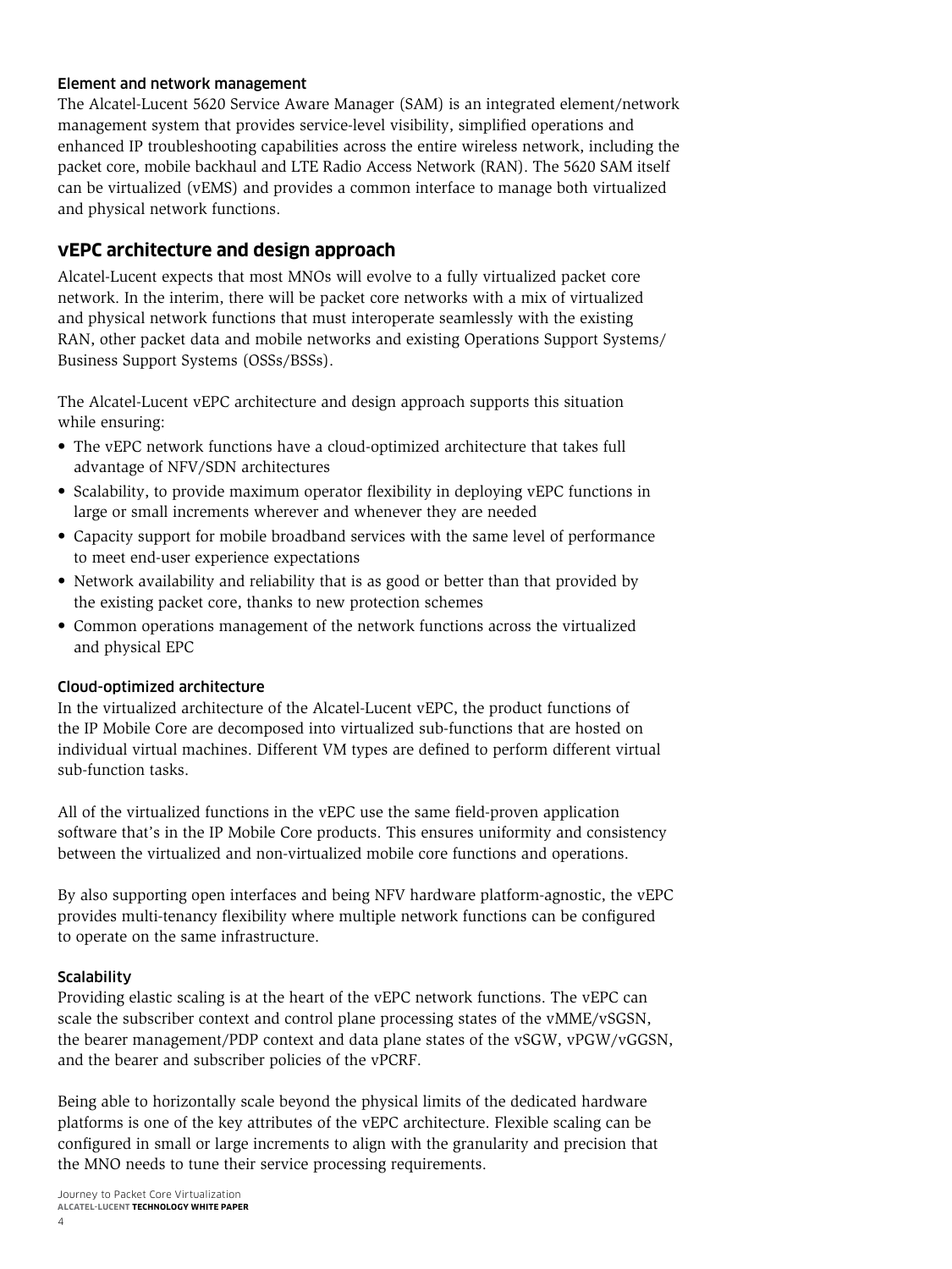### Element and network management

The Alcatel-Lucent 5620 Service Aware Manager (SAM) is an integrated element/network management system that provides service-level visibility, simplified operations and enhanced IP troubleshooting capabilities across the entire wireless network, including the packet core, mobile backhaul and LTE Radio Access Network (RAN). The 5620 SAM itself can be virtualized (vEMS) and provides a common interface to manage both virtualized and physical network functions.

## vEPC architecture and design approach

Alcatel-Lucent expects that most MNOs will evolve to a fully virtualized packet core network. In the interim, there will be packet core networks with a mix of virtualized and physical network functions that must interoperate seamlessly with the existing RAN, other packet data and mobile networks and existing Operations Support Systems/ Business Support Systems (OSSs/BSSs).

The Alcatel-Lucent vEPC architecture and design approach supports this situation while ensuring:

- The vEPC network functions have a cloud-optimized architecture that takes full advantage of NFV/SDN architectures
- Scalability, to provide maximum operator flexibility in deploying vEPC functions in large or small increments wherever and whenever they are needed
- Capacity support for mobile broadband services with the same level of performance to meet end-user experience expectations
- Network availability and reliability that is as good or better than that provided by the existing packet core, thanks to new protection schemes
- Common operations management of the network functions across the virtualized and physical EPC

### Cloud-optimized architecture

In the virtualized architecture of the Alcatel-Lucent vEPC, the product functions of the IP Mobile Core are decomposed into virtualized sub-functions that are hosted on individual virtual machines. Different VM types are defined to perform different virtual sub-function tasks.

All of the virtualized functions in the vEPC use the same field-proven application software that's in the IP Mobile Core products. This ensures uniformity and consistency between the virtualized and non-virtualized mobile core functions and operations.

By also supporting open interfaces and being NFV hardware platform-agnostic, the vEPC provides multi-tenancy flexibility where multiple network functions can be configured to operate on the same infrastructure.

### Scalability

Providing elastic scaling is at the heart of the vEPC network functions. The vEPC can scale the subscriber context and control plane processing states of the vMME/vSGSN, the bearer management/PDP context and data plane states of the vSGW, vPGW/vGGSN, and the bearer and subscriber policies of the vPCRF.

Being able to horizontally scale beyond the physical limits of the dedicated hardware platforms is one of the key attributes of the vEPC architecture. Flexible scaling can be configured in small or large increments to align with the granularity and precision that the MNO needs to tune their service processing requirements.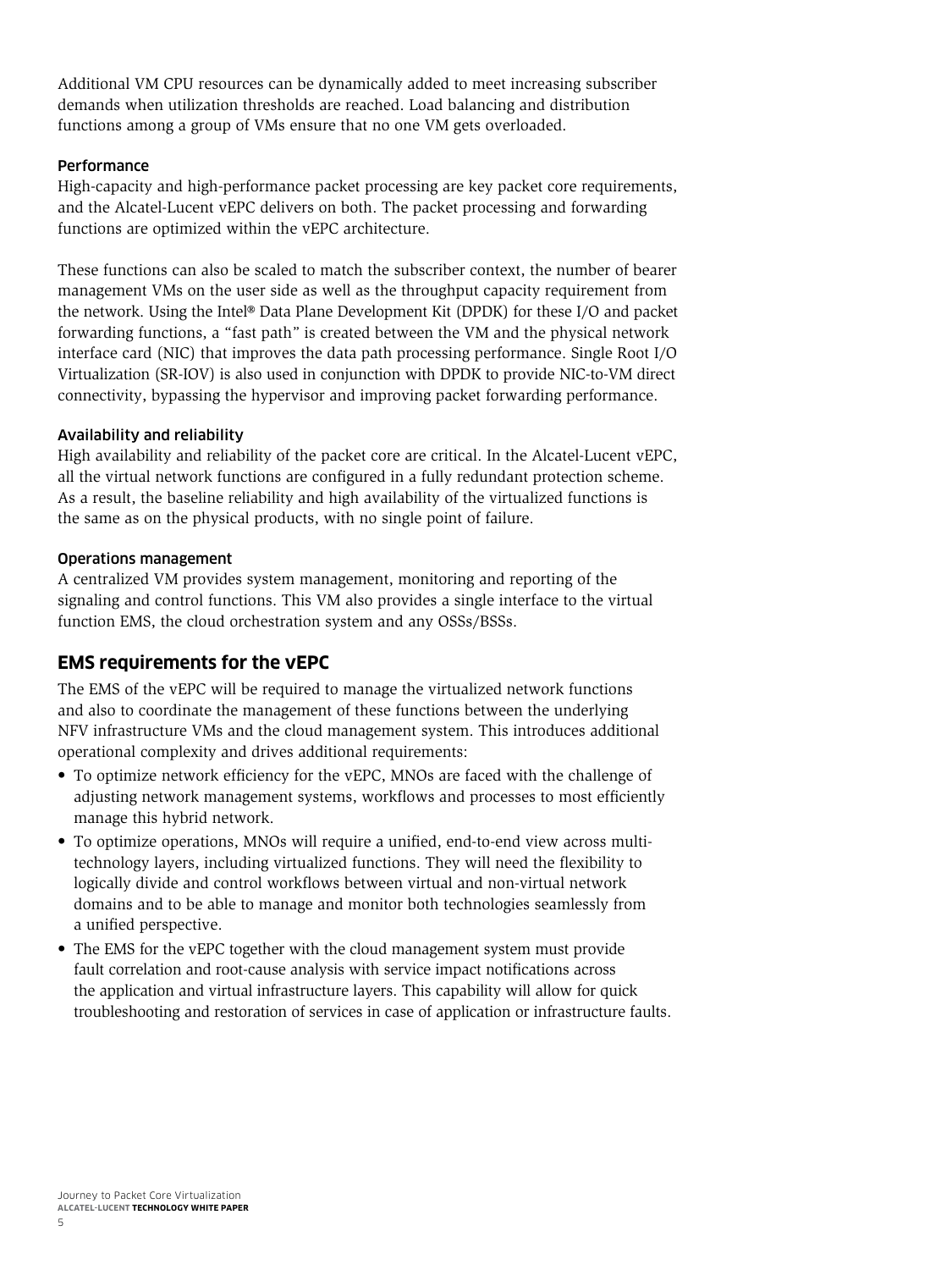Additional VM CPU resources can be dynamically added to meet increasing subscriber demands when utilization thresholds are reached. Load balancing and distribution functions among a group of VMs ensure that no one VM gets overloaded.

#### Performance

High-capacity and high-performance packet processing are key packet core requirements, and the Alcatel-Lucent vEPC delivers on both. The packet processing and forwarding functions are optimized within the vEPC architecture.

These functions can also be scaled to match the subscriber context, the number of bearer management VMs on the user side as well as the throughput capacity requirement from the network. Using the Intel® Data Plane Development Kit (DPDK) for these I/O and packet forwarding functions, a "fast path" is created between the VM and the physical network interface card (NIC) that improves the data path processing performance. Single Root I/O Virtualization (SR-IOV) is also used in conjunction with DPDK to provide NIC-to-VM direct connectivity, bypassing the hypervisor and improving packet forwarding performance.

#### Availability and reliability

High availability and reliability of the packet core are critical. In the Alcatel-Lucent vEPC, all the virtual network functions are configured in a fully redundant protection scheme. As a result, the baseline reliability and high availability of the virtualized functions is the same as on the physical products, with no single point of failure.

#### Operations management

A centralized VM provides system management, monitoring and reporting of the signaling and control functions. This VM also provides a single interface to the virtual function EMS, the cloud orchestration system and any OSSs/BSSs.

## EMS requirements for the vEPC

The EMS of the vEPC will be required to manage the virtualized network functions and also to coordinate the management of these functions between the underlying NFV infrastructure VMs and the cloud management system. This introduces additional operational complexity and drives additional requirements:

- To optimize network efficiency for the vEPC, MNOs are faced with the challenge of adjusting network management systems, workflows and processes to most efficiently manage this hybrid network.
- To optimize operations, MNOs will require a unified, end-to-end view across multi-technology layers, including virtualized functions. They will need the flexibility to logically divide and control workflows between virtual and non-virtual network domains and to be able to manage and monitor both technologies seamlessly from a unified perspective.
- The EMS for the vEPC together with the cloud management system must provide fault correlation and root-cause analysis with service impact notifications across the application and virtual infrastructure layers. This capability will allow for quick troubleshooting and restoration of services in case of application or infrastructure faults.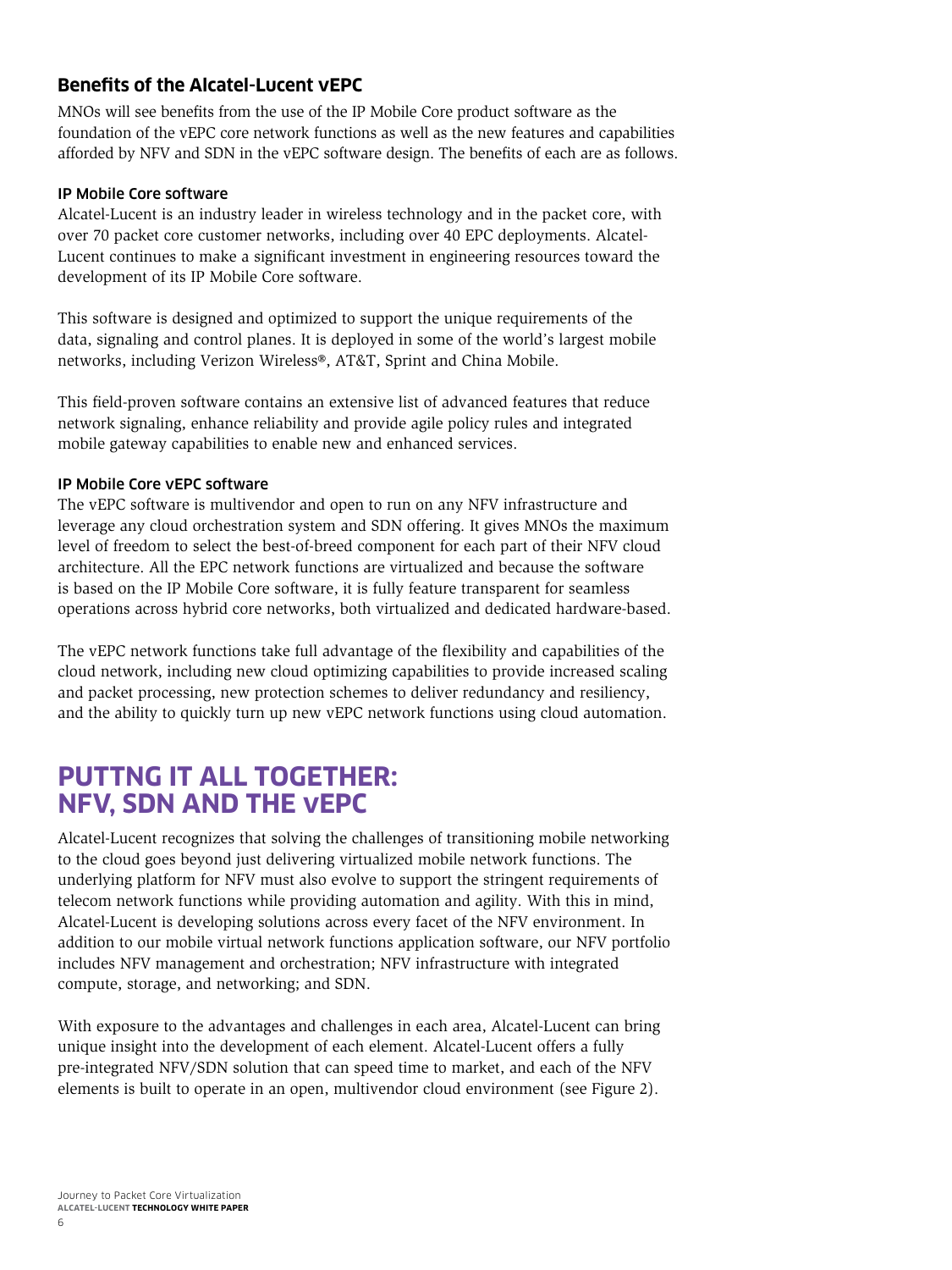### Benefits of the Alcatel-Lucent vEPC

MNOs will see benefits from the use of the IP Mobile Core product software as the foundation of the vEPC core network functions as well as the new features and capabilities afforded by NFV and SDN in the vEPC software design. The benefits of each are as follows.

#### IP Mobile Core software

Alcatel-Lucent is an industry leader in wireless technology and in the packet core, with over 70 packet core customer networks, including over 40 EPC deployments. Alcatel-Lucent continues to make a significant investment in engineering resources toward the development of its IP Mobile Core software.

This software is designed and optimized to support the unique requirements of the data, signaling and control planes. It is deployed in some of the world's largest mobile networks, including Verizon Wireless®, AT&T, Sprint and China Mobile.

This field-proven software contains an extensive list of advanced features that reduce network signaling, enhance reliability and provide agile policy rules and integrated mobile gateway capabilities to enable new and enhanced services.

#### IP Mobile Core vEPC software

The vEPC software is multivendor and open to run on any NFV infrastructure and leverage any cloud orchestration system and SDN offering. It gives MNOs the maximum level of freedom to select the best-of-breed component for each part of their NFV cloud architecture. All the EPC network functions are virtualized and because the software is based on the IP Mobile Core software, it is fully feature transparent for seamless operations across hybrid core networks, both virtualized and dedicated hardware-based.

The vEPC network functions take full advantage of the flexibility and capabilities of the cloud network, including new cloud optimizing capabilities to provide increased scaling and packet processing, new protection schemes to deliver redundancy and resiliency, and the ability to quickly turn up new vEPC network functions using cloud automation.

## PUTTNG IT ALL TOGETHER: NFV, SDN AND THE vEPC

Alcatel-Lucent recognizes that solving the challenges of transitioning mobile networking to the cloud goes beyond just delivering virtualized mobile network functions. The underlying platform for NFV must also evolve to support the stringent requirements of telecom network functions while providing automation and agility. With this in mind, Alcatel-Lucent is developing solutions across every facet of the NFV environment. In addition to our mobile virtual network functions application software, our NFV portfolio includes NFV management and orchestration; NFV infrastructure with integrated compute, storage, and networking; and SDN.

With exposure to the advantages and challenges in each area, Alcatel-Lucent can bring unique insight into the development of each element. Alcatel-Lucent offers a fully pre-integrated NFV/SDN solution that can speed time to market, and each of the NFV elements is built to operate in an open, multivendor cloud environment (see Figure 2).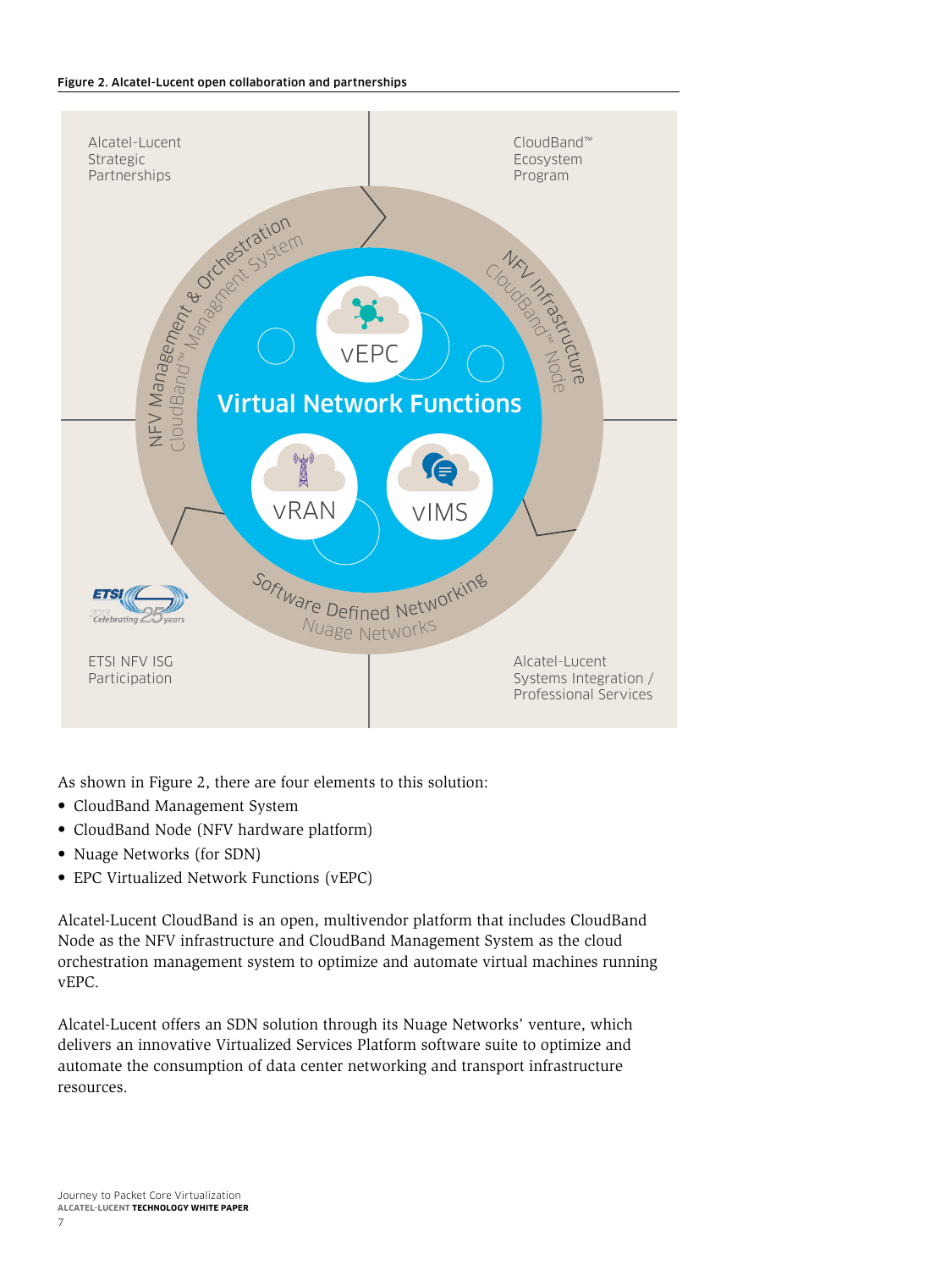**Figure 2. Alcatel-Lucent open collaboration and partnerships**

Alcatel-Lucent Strategic Partnerships

CloudBand™ Ecosystem Program

NFV Management & Orchestration
CloudBand™ Managment System

NFV Infrastructure
CloudBand™ Node

vEPC

Virtual Network Functions

vRAN

vIMS

Software Defined Networking
Nuage Networks

ETSI NFV ISG Participation

Alcatel-Lucent Systems Integration / Professional Services

As shown in Figure 2, there are four elements to this solution:

- CloudBand Management System
- CloudBand Node (NFV hardware platform)
- Nuage Networks (for SDN)
- EPC Virtualized Network Functions (vEPC)

Alcatel-Lucent CloudBand is an open, multivendor platform that includes CloudBand Node as the NFV infrastructure and CloudBand Management System as the cloud orchestration management system to optimize and automate virtual machines running vEPC.

Alcatel-Lucent offers an SDN solution through its Nuage Networks' venture, which delivers an innovative Virtualized Services Platform software suite to optimize and automate the consumption of data center networking and transport infrastructure resources.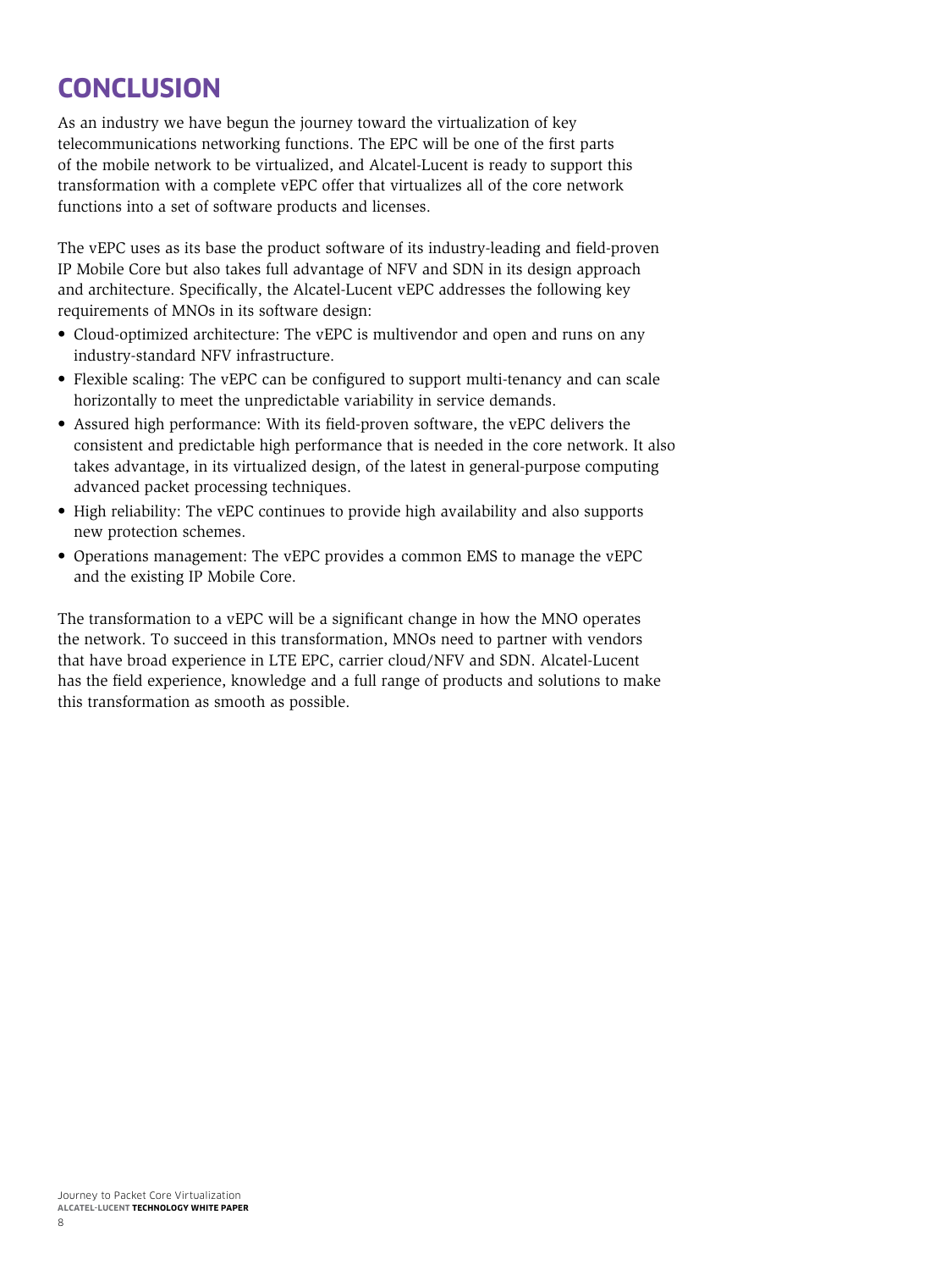# CONCLUSION

As an industry we have begun the journey toward the virtualization of key telecommunications networking functions. The EPC will be one of the first parts of the mobile network to be virtualized, and Alcatel-Lucent is ready to support this transformation with a complete vEPC offer that virtualizes all of the core network functions into a set of software products and licenses.

The vEPC uses as its base the product software of its industry-leading and field-proven IP Mobile Core but also takes full advantage of NFV and SDN in its design approach and architecture. Specifically, the Alcatel-Lucent vEPC addresses the following key requirements of MNOs in its software design:

- Cloud-optimized architecture: The vEPC is multivendor and open and runs on any industry-standard NFV infrastructure.
- Flexible scaling: The vEPC can be configured to support multi-tenancy and can scale horizontally to meet the unpredictable variability in service demands.
- Assured high performance: With its field-proven software, the vEPC delivers the consistent and predictable high performance that is needed in the core network. It also takes advantage, in its virtualized design, of the latest in general-purpose computing advanced packet processing techniques.
- High reliability: The vEPC continues to provide high availability and also supports new protection schemes.
- Operations management: The vEPC provides a common EMS to manage the vEPC and the existing IP Mobile Core.

The transformation to a vEPC will be a significant change in how the MNO operates the network. To succeed in this transformation, MNOs need to partner with vendors that have broad experience in LTE EPC, carrier cloud/NFV and SDN. Alcatel-Lucent has the field experience, knowledge and a full range of products and solutions to make this transformation as smooth as possible.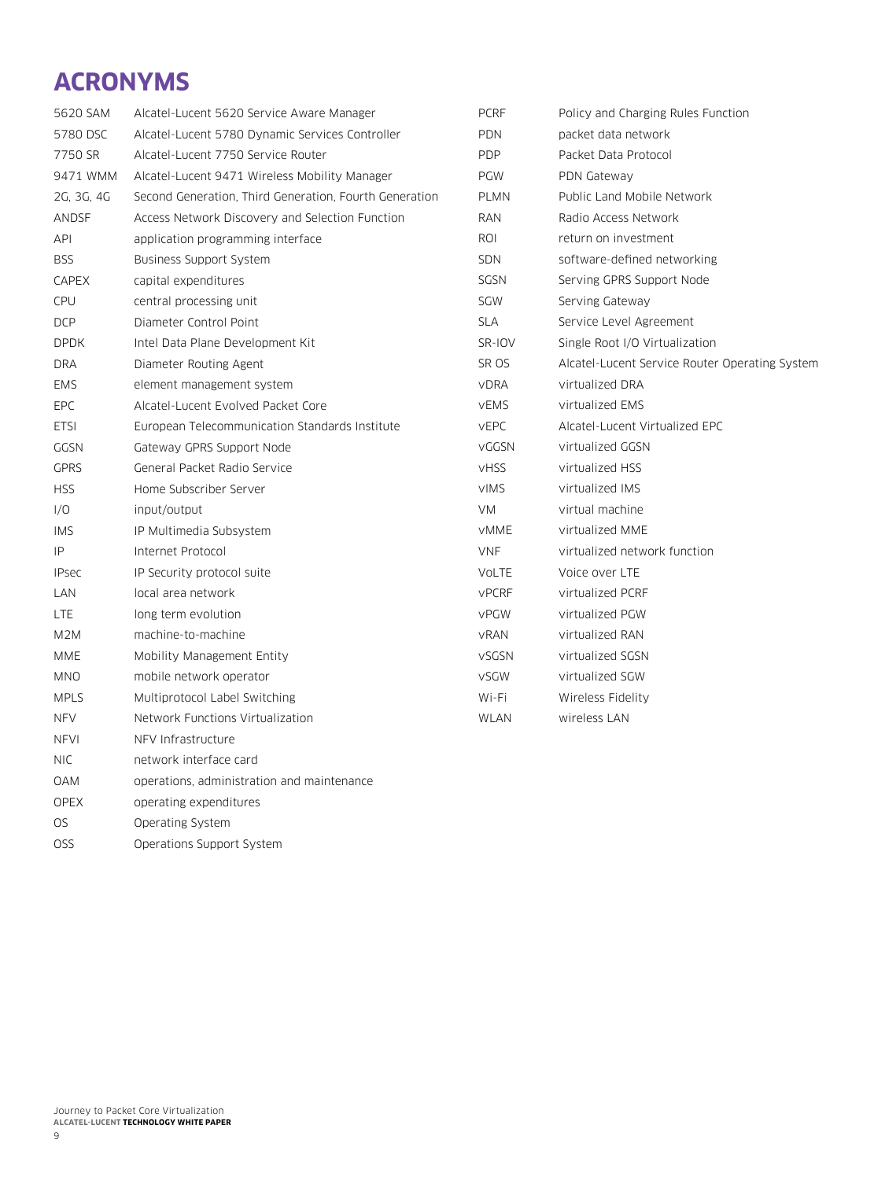# ACRONYMS

| | |
|---|---|
| 5620 SAM | Alcatel-Lucent 5620 Service Aware Manager |
| 5780 DSC | Alcatel-Lucent 5780 Dynamic Services Controller |
| 7750 SR | Alcatel-Lucent 7750 Service Router |
| 9471 WMM | Alcatel-Lucent 9471 Wireless Mobility Manager |
| 2G, 3G, 4G | Second Generation, Third Generation, Fourth Generation |
| ANDSF | Access Network Discovery and Selection Function |
| API | application programming interface |
| BSS | Business Support System |
| CAPEX | capital expenditures |
| CPU | central processing unit |
| DCP | Diameter Control Point |
| DPDK | Intel Data Plane Development Kit |
| DRA | Diameter Routing Agent |
| EMS | element management system |
| EPC | Alcatel-Lucent Evolved Packet Core |
| ETSI | European Telecommunication Standards Institute |
| GGSN | Gateway GPRS Support Node |
| GPRS | General Packet Radio Service |
| HSS | Home Subscriber Server |
| I/O | input/output |
| IMS | IP Multimedia Subsystem |
| IP | Internet Protocol |
| IPsec | IP Security protocol suite |
| LAN | local area network |
| LTE | long term evolution |
| M2M | machine-to-machine |
| MME | Mobility Management Entity |
| MNO | mobile network operator |
| MPLS | Multiprotocol Label Switching |
| NFV | Network Functions Virtualization |
| NFVI | NFV Infrastructure |
| NIC | network interface card |
| OAM | operations, administration and maintenance |
| OPEX | operating expenditures |
| OS | Operating System |
| OSS | Operations Support System |
| PCRF | Policy and Charging Rules Function |
| PDN | packet data network |
| PDP | Packet Data Protocol |
| PGW | PDN Gateway |
| PLMN | Public Land Mobile Network |
| RAN | Radio Access Network |
| ROI | return on investment |
| SDN | software-defined networking |
| SGSN | Serving GPRS Support Node |
| SGW | Serving Gateway |
| SLA | Service Level Agreement |
| SR-IOV | Single Root I/O Virtualization |
| SR OS | Alcatel-Lucent Service Router Operating System |
| vDRA | virtualized DRA |
| vEMS | virtualized EMS |
| vEPC | Alcatel-Lucent Virtualized EPC |
| vGGSN | virtualized GGSN |
| vHSS | virtualized HSS |
| vIMS | virtualized IMS |
| VM | virtual machine |
| vMME | virtualized MME |
| VNF | virtualized network function |
| VoLTE | Voice over LTE |
| vPCRF | virtualized PCRF |
| vPGW | virtualized PGW |
| vRAN | virtualized RAN |
| vSGSN | virtualized SGSN |
| vSGW | virtualized SGW |
| Wi-Fi | Wireless Fidelity |
| WLAN | wireless LAN |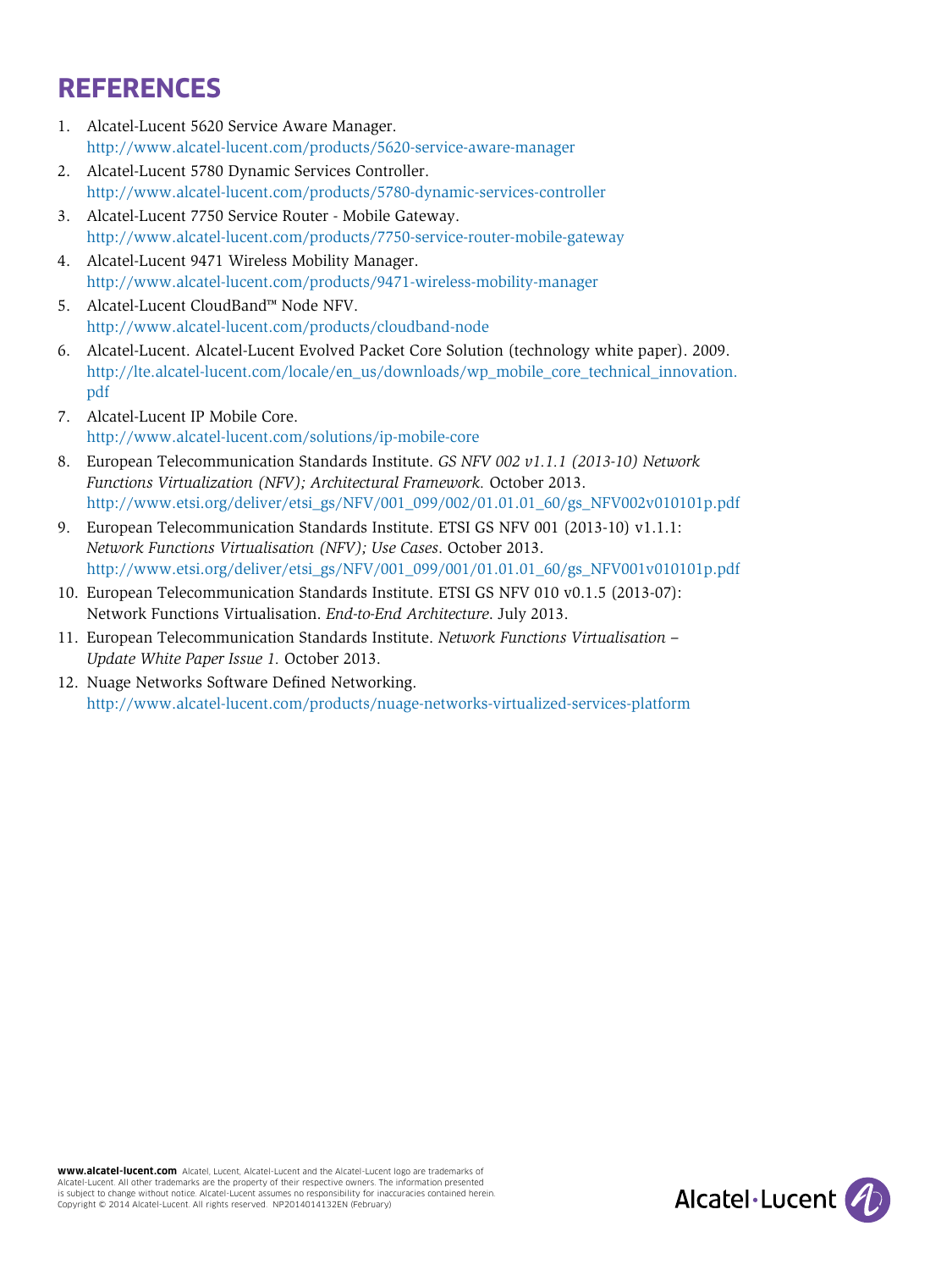# REFERENCES

1. Alcatel-Lucent 5620 Service Aware Manager.
   http://www.alcatel-lucent.com/products/5620-service-aware-manager
2. Alcatel-Lucent 5780 Dynamic Services Controller.
   http://www.alcatel-lucent.com/products/5780-dynamic-services-controller
3. Alcatel-Lucent 7750 Service Router - Mobile Gateway.
   http://www.alcatel-lucent.com/products/7750-service-router-mobile-gateway
4. Alcatel-Lucent 9471 Wireless Mobility Manager.
   http://www.alcatel-lucent.com/products/9471-wireless-mobility-manager
5. Alcatel-Lucent CloudBand™ Node NFV.
   http://www.alcatel-lucent.com/products/cloudband-node
6. Alcatel-Lucent. Alcatel-Lucent Evolved Packet Core Solution (technology white paper). 2009.
   http://lte.alcatel-lucent.com/locale/en_us/downloads/wp_mobile_core_technical_innovation.pdf
7. Alcatel-Lucent IP Mobile Core.
   http://www.alcatel-lucent.com/solutions/ip-mobile-core
8. European Telecommunication Standards Institute. *GS NFV 002 v1.1.1 (2013-10) Network Functions Virtualization (NFV); Architectural Framework.* October 2013.
   http://www.etsi.org/deliver/etsi_gs/NFV/001_099/002/01.01.01_60/gs_NFV002v010101p.pdf
9. European Telecommunication Standards Institute. ETSI GS NFV 001 (2013-10) v1.1.1: *Network Functions Virtualisation (NFV); Use Cases*. October 2013.
   http://www.etsi.org/deliver/etsi_gs/NFV/001_099/001/01.01.01_60/gs_NFV001v010101p.pdf
10. European Telecommunication Standards Institute. ETSI GS NFV 010 v0.1.5 (2013-07): Network Functions Virtualisation. *End-to-End Architecture*. July 2013.
11. European Telecommunication Standards Institute. *Network Functions Virtualisation – Update White Paper Issue 1.* October 2013.
12. Nuage Networks Software Defined Networking.
    http://www.alcatel-lucent.com/products/nuage-networks-virtualized-services-platform

**www.alcatel-lucent.com** Alcatel, Lucent, Alcatel-Lucent and the Alcatel-Lucent logo are trademarks of Alcatel-Lucent. All other trademarks are the property of their respective owners. The information presented is subject to change without notice. Alcatel-Lucent assumes no responsibility for inaccuracies contained herein. Copyright © 2014 Alcatel-Lucent. All rights reserved. NP2014014132EN (February)

Alcatel·Lucent